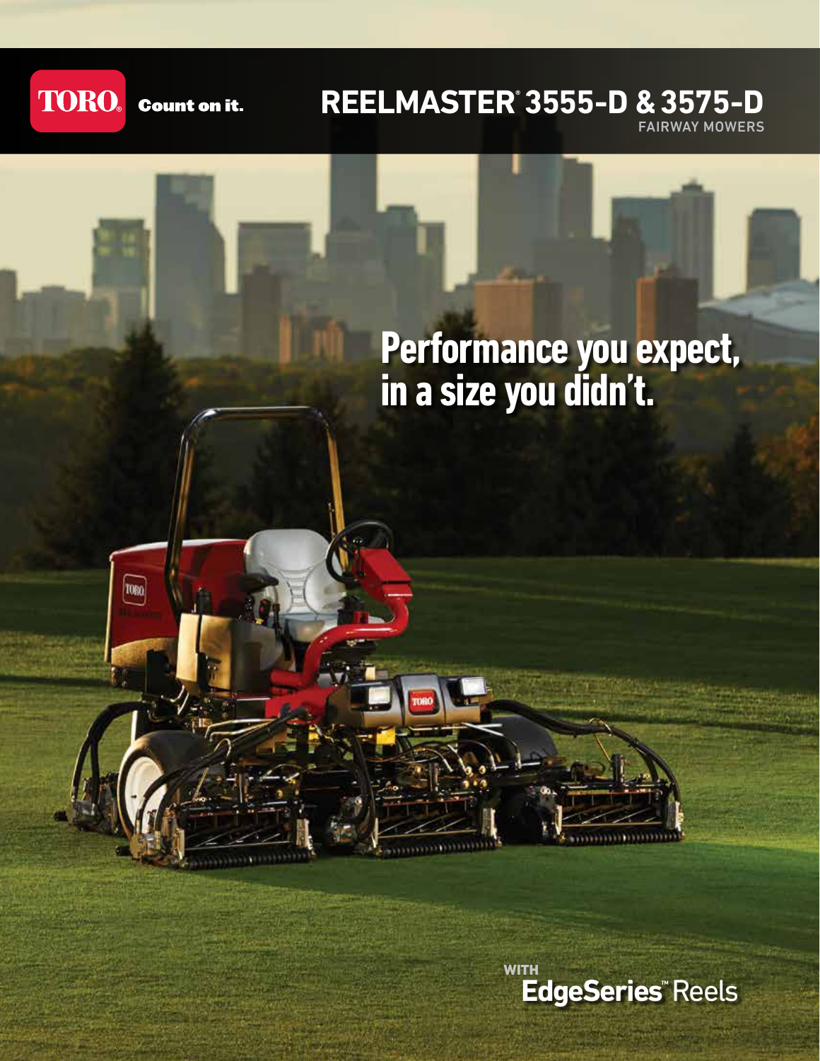TORO® Count on it.

# REELMASTER® 3555-D & 3575-D

FAIRWAY MOWERS

## Performance you expect, in a size you didn't.

WITH **EdgeSeries™** Reels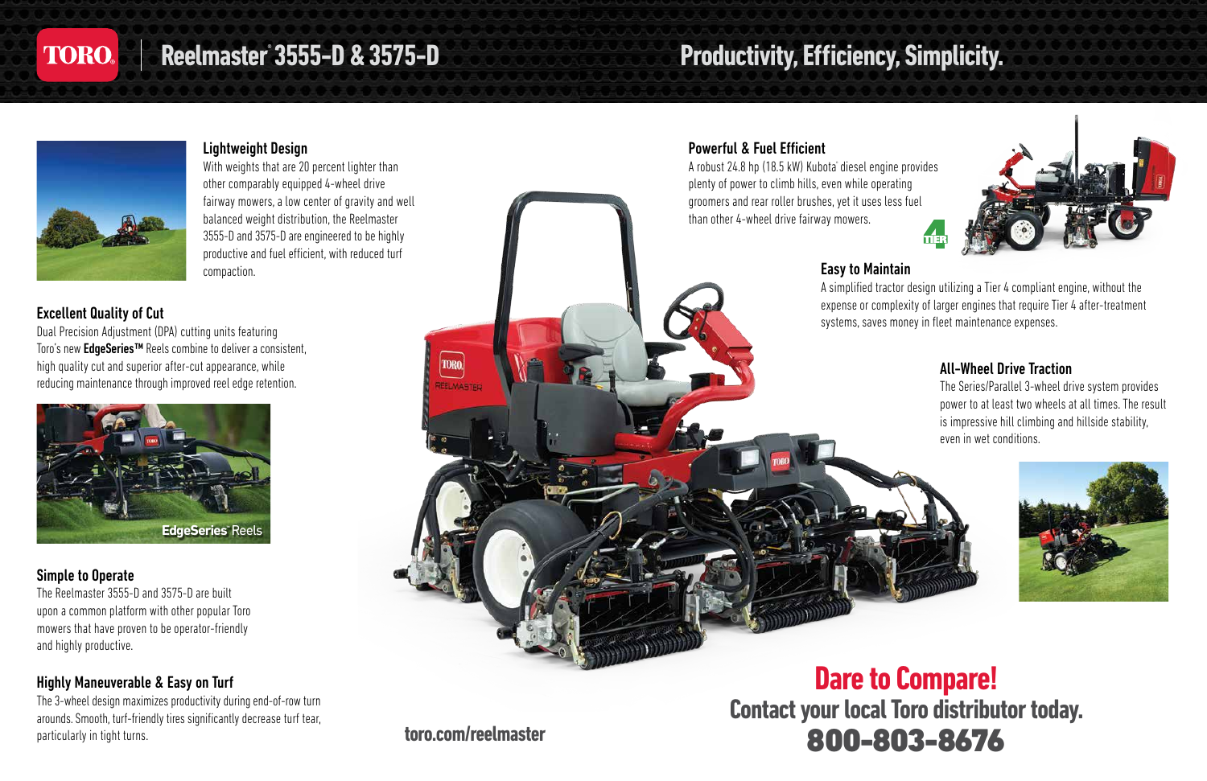# TORO | Reelmaster® 3555-D & 3575-D

## Productivity, Efficiency, Simplicity.

### Lightweight Design

With weights that are 20 percent lighter than other comparably equipped 4-wheel drive fairway mowers, a low center of gravity and well balanced weight distribution, the Reelmaster 3555-D and 3575-D are engineered to be highly productive and fuel efficient, with reduced turf compaction.

### Excellent Quality of Cut

Dual Precision Adjustment (DPA) cutting units featuring Toro's new **EdgeSeries™** Reels combine to deliver a consistent, high quality cut and superior after-cut appearance, while reducing maintenance through improved reel edge retention.

EdgeSeries® Reels

### Simple to Operate

The Reelmaster 3555-D and 3575-D are built upon a common platform with other popular Toro mowers that have proven to be operator-friendly and highly productive.

### Highly Maneuverable & Easy on Turf

The 3-wheel design maximizes productivity during end-of-row turn arounds. Smooth, turf-friendly tires significantly decrease turf tear, particularly in tight turns.

### Powerful & Fuel Efficient

A robust 24.8 hp (18.5 kW) Kubota® diesel engine provides plenty of power to climb hills, even while operating groomers and rear roller brushes, yet it uses less fuel than other 4-wheel drive fairway mowers.

### Easy to Maintain

A simplified tractor design utilizing a Tier 4 compliant engine, without the expense or complexity of larger engines that require Tier 4 after-treatment systems, saves money in fleet maintenance expenses.

### All-Wheel Drive Traction

The Series/Parallel 3-wheel drive system provides power to at least two wheels at all times. The result is impressive hill climbing and hillside stability, even in wet conditions.

toro.com/reelmaster

## Dare to Compare!

**Contact your local Toro distributor today.**

**800-803-8676**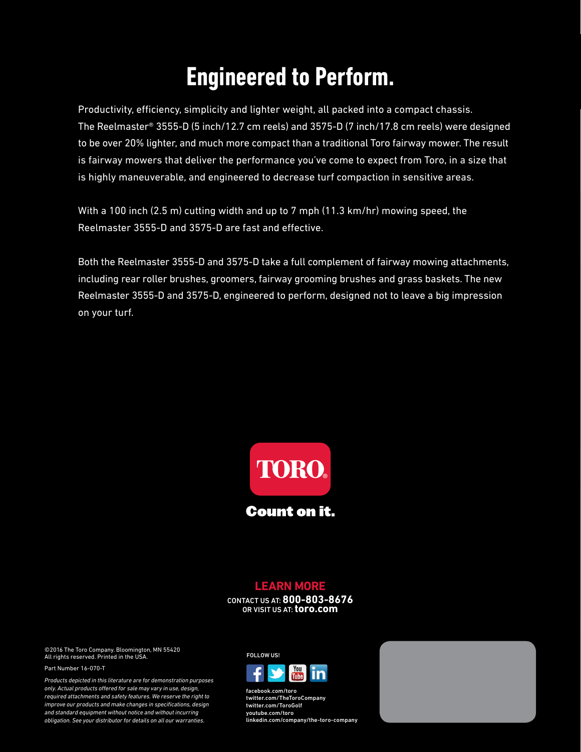# Engineered to Perform.

Productivity, efficiency, simplicity and lighter weight, all packed into a compact chassis. The Reelmaster® 3555-D (5 inch/12.7 cm reels) and 3575-D (7 inch/17.8 cm reels) were designed to be over 20% lighter, and much more compact than a traditional Toro fairway mower. The result is fairway mowers that deliver the performance you've come to expect from Toro, in a size that is highly maneuverable, and engineered to decrease turf compaction in sensitive areas.

With a 100 inch (2.5 m) cutting width and up to 7 mph (11.3 km/hr) mowing speed, the Reelmaster 3555-D and 3575-D are fast and effective.

Both the Reelmaster 3555-D and 3575-D take a full complement of fairway mowing attachments, including rear roller brushes, groomers, fairway grooming brushes and grass baskets. The new Reelmaster 3555-D and 3575-D, engineered to perform, designed not to leave a big impression on your turf.

TORO®

**Count on it.**

**LEARN MORE**

CONTACT US AT: **800-803-8676**
OR VISIT US AT: **toro.com**

©2016 The Toro Company. Bloomington, MN 55420
All rights reserved. Printed in the USA.

Part Number 16-070-T

*Products depicted in this literature are for demonstration purposes only. Actual products offered for sale may vary in use, design, required attachments and safety features. We reserve the right to improve our products and make changes in specifications, design and standard equipment without notice and without incurring obligation. See your distributor for details on all our warranties.*

FOLLOW US!

facebook.com/toro
twitter.com/TheToroCompany
twitter.com/ToroGolf
youtube.com/toro
linkedin.com/company/the-toro-company